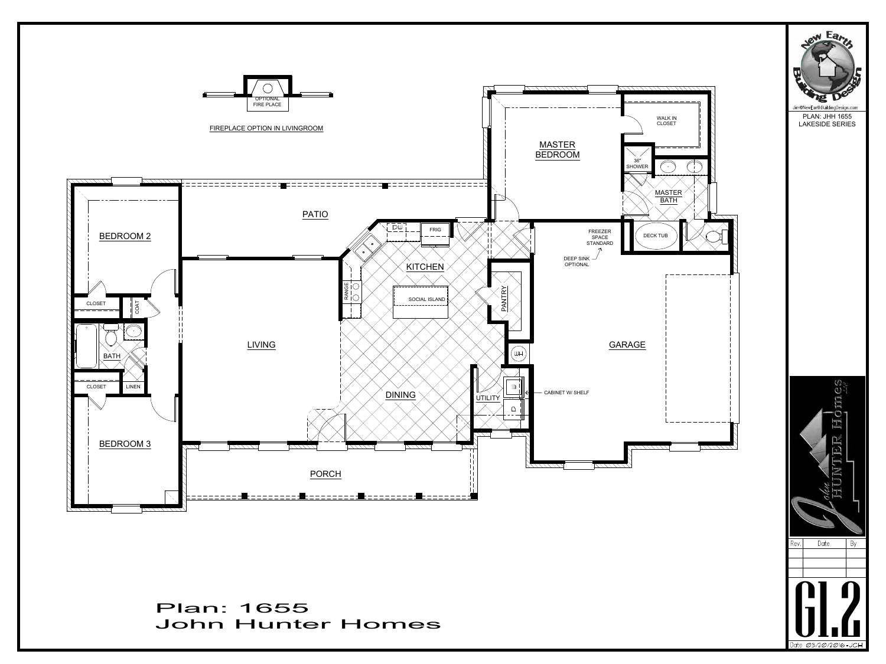FIREPLACE OPTION IN LIVINGROOM

OPTIONAL FIRE PLACE

MASTER BEDROOM

WALK IN CLOSET

36" SHOWER

MASTER BATH

DECK TUB

BEDROOM 2

PATIO

DW

FRIG

KITCHEN

FREEZER SPACE STANDARD

DEEP SINK OPTIONAL

RANGE

SOCIAL ISLAND

PANTRY

CLOSET

COAT

BATH

LIVING

GARAGE

WH

CLOSET

LINEN

DINING

UTILITY

CABINET W/ SHELF

BEDROOM 3

PORCH

# Plan: 1655
# John Hunter Homes

PLAN: JHH 1655
LAKESIDE SERIES

Jim@NewEarthBuildingDesign.com

New Earth Building Design

John HUNTER Homes LLC

| Rev. | Date | By |
| --- | --- | --- |
| | | |
| | | |
| | | |

G1.2

Date 03/20/2016-JCH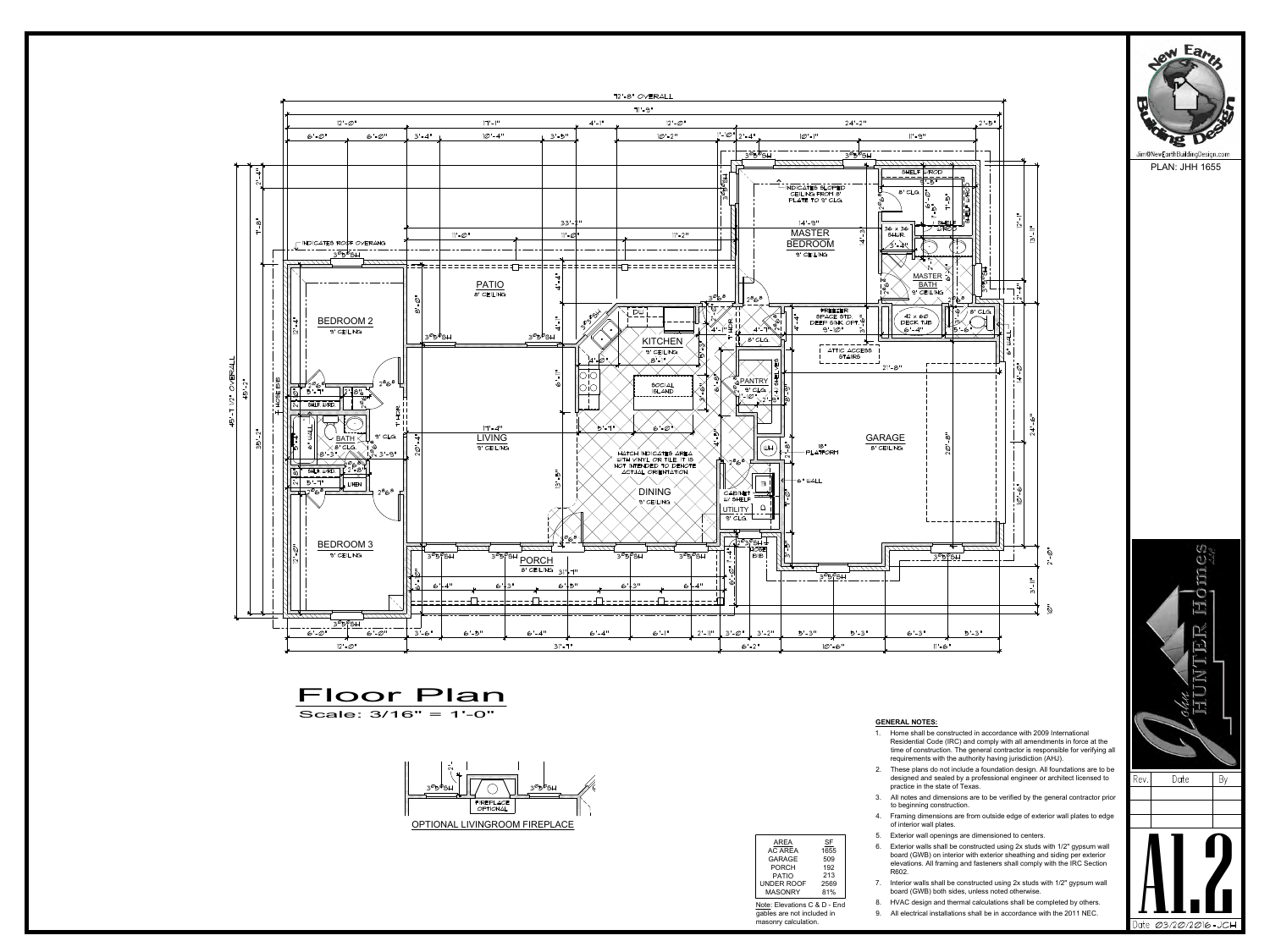## Floor Plan

Scale: 3/16" = 1'-0"

OPTIONAL LIVINGROOM FIREPLACE

| AREA | SF |
|---|---|
| AC AREA | 1655 |
| GARAGE | 509 |
| PORCH | 192 |
| PATIO | 213 |
| UNDER ROOF | 2569 |
| MASONRY | 81% |

Note: Elevations C & D - End gables are not included in masonry calculation.

**GENERAL NOTES:**

1. Home shall be constructed in accordance with 2009 International Residential Code (IRC) and comply with all amendments in force at the time of construction. The general contractor is responsible for verifying all requirements with the authority having jurisdiction (AHJ).
2. These plans do not include a foundation design. All foundations are to be designed and sealed by a professional engineer or architect licensed to practice in the state of Texas.
3. All notes and dimensions are to be verified by the general contractor prior to beginning construction.
4. Framing dimensions are from outside edge of exterior wall plates to edge of interior wall plates.
5. Exterior wall openings are dimensioned to centers.
6. Exterior walls shall be constructed using 2x studs with 1/2" gypsum wall board (GWB) on interior with exterior sheathing and siding per exterior elevations. All framing and fasteners shall comply with the IRC Section R602.
7. Interior walls shall be constructed using 2x studs with 1/2" gypsum wall board (GWB) both sides, unless noted otherwise.
8. HVAC design and thermal calculations shall be completed by others.
9. All electrical installations shall be in accordance with the 2011 NEC.

New Earth Building Design

Jim@NewEarthBuildingDesign.com

PLAN: JHH 1655

John Hunter Homes LLC

| Rev. | Date | By |
|---|---|---|
| | | |

A1.2

Date 03/20/2016 - JCH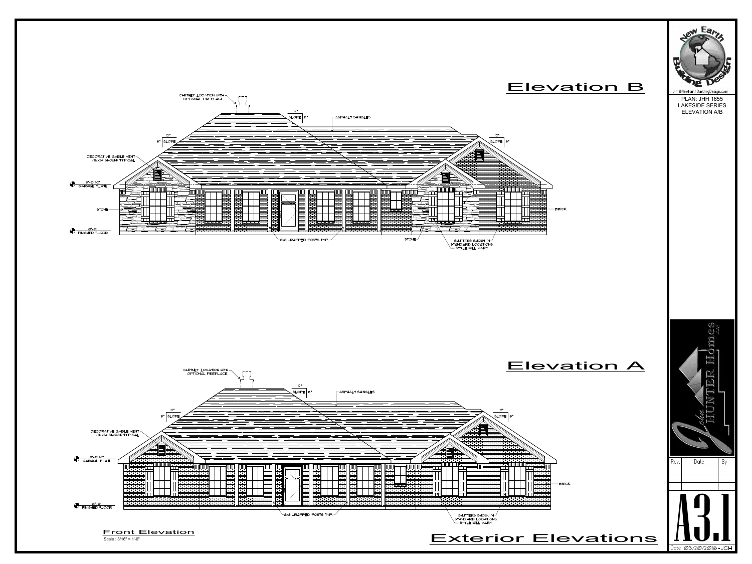New Earth Building Design

Jim@NewEarthBuildingDesign.com

PLAN: JHH 1655
LAKESIDE SERIES
ELEVATION A/B

# Elevation B

CHIMNEY LOCATION WITH OPTIONAL FIREPLACE

12" SLOPE 8"

ASPHALT SHINGLES

12" 8" SLOPE

12" SLOPE 8"

DECORATIVE GABLE VENT (16x24 SHOWN) TYPICAL

8'-0 1/2" GARAGE PLATE

STONE

BRICK

0'-0" FINISHED FLOOR

8x8 WRAPPED POSTS TYP.

STONE

SHUTTERS SHOWN IN STANDARD LOCATIONS, STYLE WILL VARY

# Elevation A

CHIMNEY LOCATION WITH OPTIONAL FIREPLACE

12" SLOPE 8"

ASPHALT SHINGLES

12" 8" SLOPE

12" SLOPE 8"

DECORATIVE GABLE VENT (16x24 SHOWN) TYPICAL

8'-0 1/2" GARAGE PLATE

BRICK

0'-0" FINISHED FLOOR

8x8 WRAPPED POSTS TYP.

SHUTTERS SHOWN IN STANDARD LOCATIONS, STYLE WILL VARY

## Front Elevation

Scale : 3/16" = 1'-0"

# Exterior Elevations

John HUNTER Homes LLC

| Rev. | Date | By |
|---|---|---|
| | | |
| | | |
| | | |

A3.1

Date 03/20/2016-JCH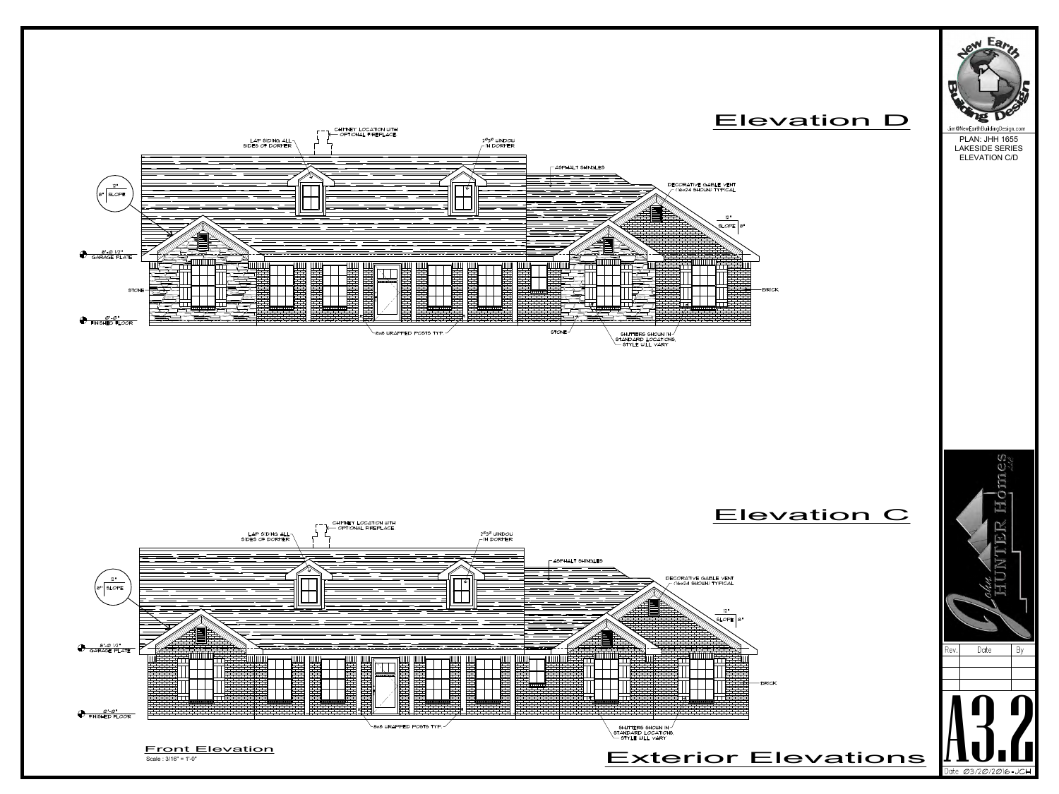# Elevation D

CHIMNEY LOCATION WITH OPTIONAL FIREPLACE

LAP SIDING ALL SIDES OF DORMER

2'0"3'0" WINDOW IN DORMER

ASPHALT SHINGLES

DECORATIVE GABLE VENT (16x24 SHOWN) TYPICAL

12" / 8" SLOPE

12" SLOPE 8"

8'-0 1/2" GARAGE PLATE

0'-0" FINISHED FLOOR

STONE

BRICK

8x8 WRAPPED POSTS TYP.

STONE

SHUTTERS SHOWN IN STANDARD LOCATIONS, STYLE WILL VARY

# Elevation C

CHIMNEY LOCATION WITH OPTIONAL FIREPLACE

LAP SIDING ALL SIDES OF DORMER

2'0"3'0" WINDOW IN DORMER

ASPHALT SHINGLES

DECORATIVE GABLE VENT (16x24 SHOWN) TYPICAL

12" / 8" SLOPE

12" SLOPE 8"

8'-0 1/2" GARAGE PLATE

0'-0" FINISHED FLOOR

BRICK

8x8 WRAPPED POSTS TYP.

SHUTTERS SHOWN IN STANDARD LOCATIONS, STYLE WILL VARY

**Front Elevation**

Scale : 3/16" = 1'-0"

# Exterior Elevations

New Earth Building Design

Jim@NewEarthBuildingDesign.com

PLAN: JHH 1655
LAKESIDE SERIES
ELEVATION C/D

John HUNTER Homes LLC

| Rev. | Date | By |
| --- | --- | --- |
| | | |
| | | |
| | | |

A3.2

Date 03/20/2016-JCH